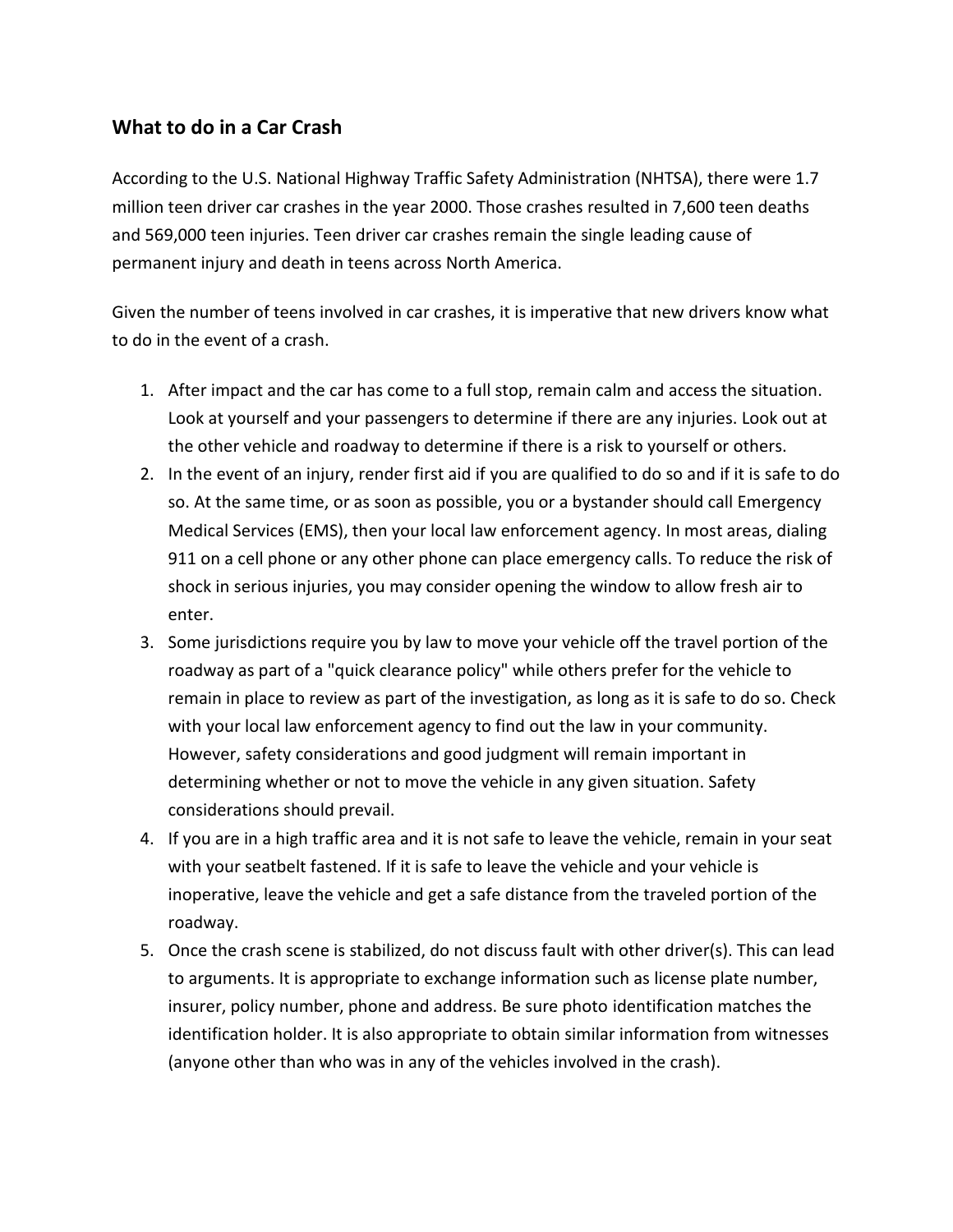## What to do in a Car Crash

According to the U.S. National Highway Traffic Safety Administration (NHTSA), there were 1.7 million teen driver car crashes in the year 2000. Those crashes resulted in 7,600 teen deaths and 569,000 teen injuries. Teen driver car crashes remain the single leading cause of permanent injury and death in teens across North America.

Given the number of teens involved in car crashes, it is imperative that new drivers know what to do in the event of a crash.

1. After impact and the car has come to a full stop, remain calm and access the situation. Look at yourself and your passengers to determine if there are any injuries. Look out at the other vehicle and roadway to determine if there is a risk to yourself or others.
2. In the event of an injury, render first aid if you are qualified to do so and if it is safe to do so. At the same time, or as soon as possible, you or a bystander should call Emergency Medical Services (EMS), then your local law enforcement agency. In most areas, dialing 911 on a cell phone or any other phone can place emergency calls. To reduce the risk of shock in serious injuries, you may consider opening the window to allow fresh air to enter.
3. Some jurisdictions require you by law to move your vehicle off the travel portion of the roadway as part of a "quick clearance policy" while others prefer for the vehicle to remain in place to review as part of the investigation, as long as it is safe to do so. Check with your local law enforcement agency to find out the law in your community. However, safety considerations and good judgment will remain important in determining whether or not to move the vehicle in any given situation. Safety considerations should prevail.
4. If you are in a high traffic area and it is not safe to leave the vehicle, remain in your seat with your seatbelt fastened. If it is safe to leave the vehicle and your vehicle is inoperative, leave the vehicle and get a safe distance from the traveled portion of the roadway.
5. Once the crash scene is stabilized, do not discuss fault with other driver(s). This can lead to arguments. It is appropriate to exchange information such as license plate number, insurer, policy number, phone and address. Be sure photo identification matches the identification holder. It is also appropriate to obtain similar information from witnesses (anyone other than who was in any of the vehicles involved in the crash).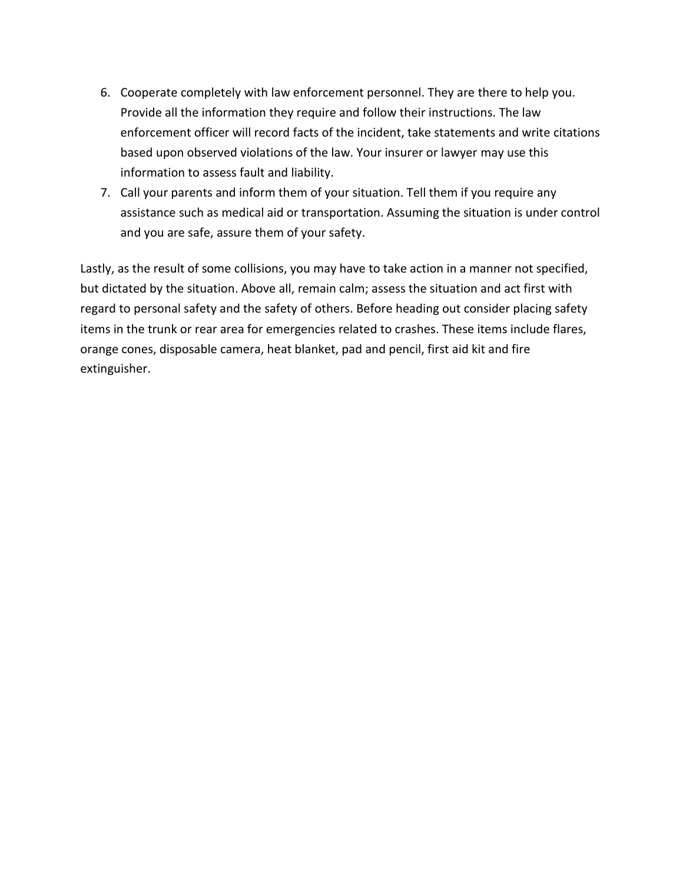6. Cooperate completely with law enforcement personnel. They are there to help you. Provide all the information they require and follow their instructions. The law enforcement officer will record facts of the incident, take statements and write citations based upon observed violations of the law. Your insurer or lawyer may use this information to assess fault and liability.
7. Call your parents and inform them of your situation. Tell them if you require any assistance such as medical aid or transportation. Assuming the situation is under control and you are safe, assure them of your safety.

Lastly, as the result of some collisions, you may have to take action in a manner not specified, but dictated by the situation. Above all, remain calm; assess the situation and act first with regard to personal safety and the safety of others. Before heading out consider placing safety items in the trunk or rear area for emergencies related to crashes. These items include flares, orange cones, disposable camera, heat blanket, pad and pencil, first aid kit and fire extinguisher.